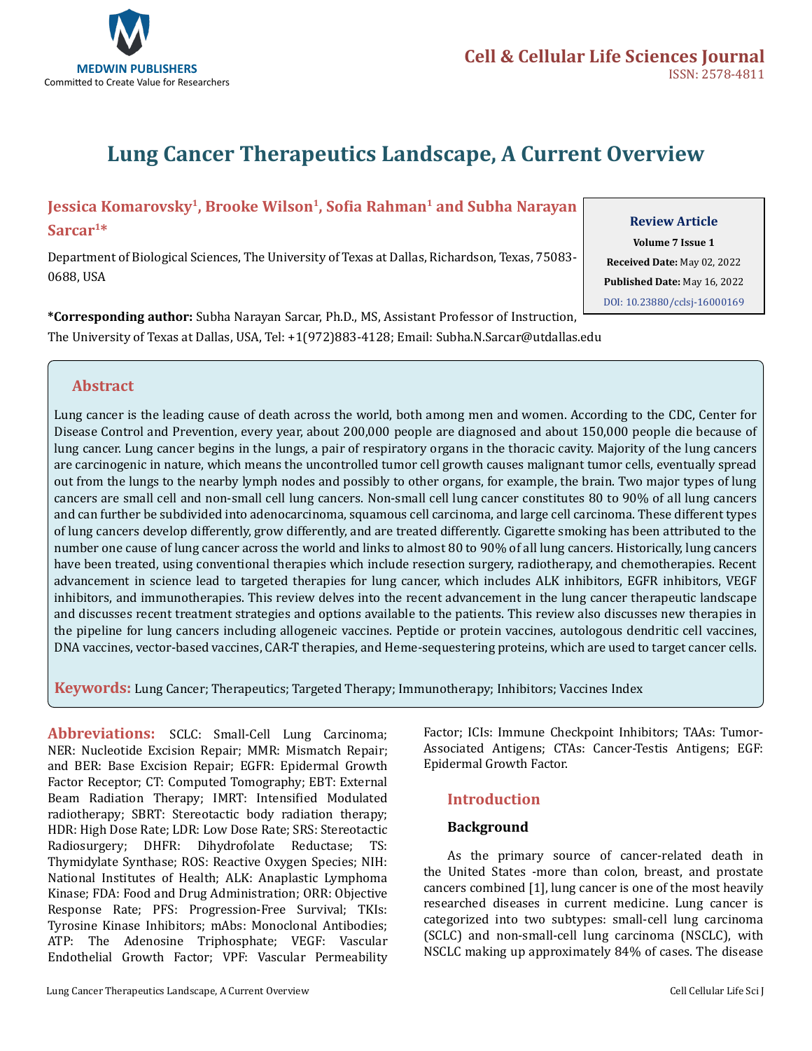# Lung Cancer Therapeutics Landscape, A Current Overview

## Jessica Komarovsky[1], Brooke Wilson[1], Sofia Rahman[1] and Subha Narayan Sarcar[1]*

Department of Biological Sciences, The University of Texas at Dallas, Richardson, Texas, 75083-0688, USA

**Review Article**
**Volume 7 Issue 1**
**Received Date:** May 02, 2022
**Published Date:** May 16, 2022
DOI: 10.23880/cclsj-16000169

***Corresponding author:** Subha Narayan Sarcar, Ph.D., MS, Assistant Professor of Instruction, The University of Texas at Dallas, USA, Tel: +1(972)883-4128; Email: Subha.N.Sarcar@utdallas.edu

## Abstract

Lung cancer is the leading cause of death across the world, both among men and women. According to the CDC, Center for Disease Control and Prevention, every year, about 200,000 people are diagnosed and about 150,000 people die because of lung cancer. Lung cancer begins in the lungs, a pair of respiratory organs in the thoracic cavity. Majority of the lung cancers are carcinogenic in nature, which means the uncontrolled tumor cell growth causes malignant tumor cells, eventually spread out from the lungs to the nearby lymph nodes and possibly to other organs, for example, the brain. Two major types of lung cancers are small cell and non-small cell lung cancers. Non-small cell lung cancer constitutes 80 to 90% of all lung cancers and can further be subdivided into adenocarcinoma, squamous cell carcinoma, and large cell carcinoma. These different types of lung cancers develop differently, grow differently, and are treated differently. Cigarette smoking has been attributed to the number one cause of lung cancer across the world and links to almost 80 to 90% of all lung cancers. Historically, lung cancers have been treated, using conventional therapies which include resection surgery, radiotherapy, and chemotherapies. Recent advancement in science lead to targeted therapies for lung cancer, which includes ALK inhibitors, EGFR inhibitors, VEGF inhibitors, and immunotherapies. This review delves into the recent advancement in the lung cancer therapeutic landscape and discusses recent treatment strategies and options available to the patients. This review also discusses new therapies in the pipeline for lung cancers including allogeneic vaccines. Peptide or protein vaccines, autologous dendritic cell vaccines, DNA vaccines, vector-based vaccines, CAR-T therapies, and Heme-sequestering proteins, which are used to target cancer cells.

**Keywords:** Lung Cancer; Therapeutics; Targeted Therapy; Immunotherapy; Inhibitors; Vaccines Index

**Abbreviations:** SCLC: Small-Cell Lung Carcinoma; NER: Nucleotide Excision Repair; MMR: Mismatch Repair; and BER: Base Excision Repair; EGFR: Epidermal Growth Factor Receptor; CT: Computed Tomography; EBT: External Beam Radiation Therapy; IMRT: Intensified Modulated radiotherapy; SBRT: Stereotactic body radiation therapy; HDR: High Dose Rate; LDR: Low Dose Rate; SRS: Stereotactic Radiosurgery; DHFR: Dihydrofolate Reductase; TS: Thymidylate Synthase; ROS: Reactive Oxygen Species; NIH: National Institutes of Health; ALK: Anaplastic Lymphoma Kinase; FDA: Food and Drug Administration; ORR: Objective Response Rate; PFS: Progression-Free Survival; TKIs: Tyrosine Kinase Inhibitors; mAbs: Monoclonal Antibodies; ATP: The Adenosine Triphosphate; VEGF: Vascular Endothelial Growth Factor; VPF: Vascular Permeability Factor; ICIs: Immune Checkpoint Inhibitors; TAAs: Tumor-Associated Antigens; CTAs: Cancer-Testis Antigens; EGF: Epidermal Growth Factor.

## Introduction

### Background

As the primary source of cancer-related death in the United States -more than colon, breast, and prostate cancers combined [1], lung cancer is one of the most heavily researched diseases in current medicine. Lung cancer is categorized into two subtypes: small-cell lung carcinoma (SCLC) and non-small-cell lung carcinoma (NSCLC), with NSCLC making up approximately 84% of cases. The disease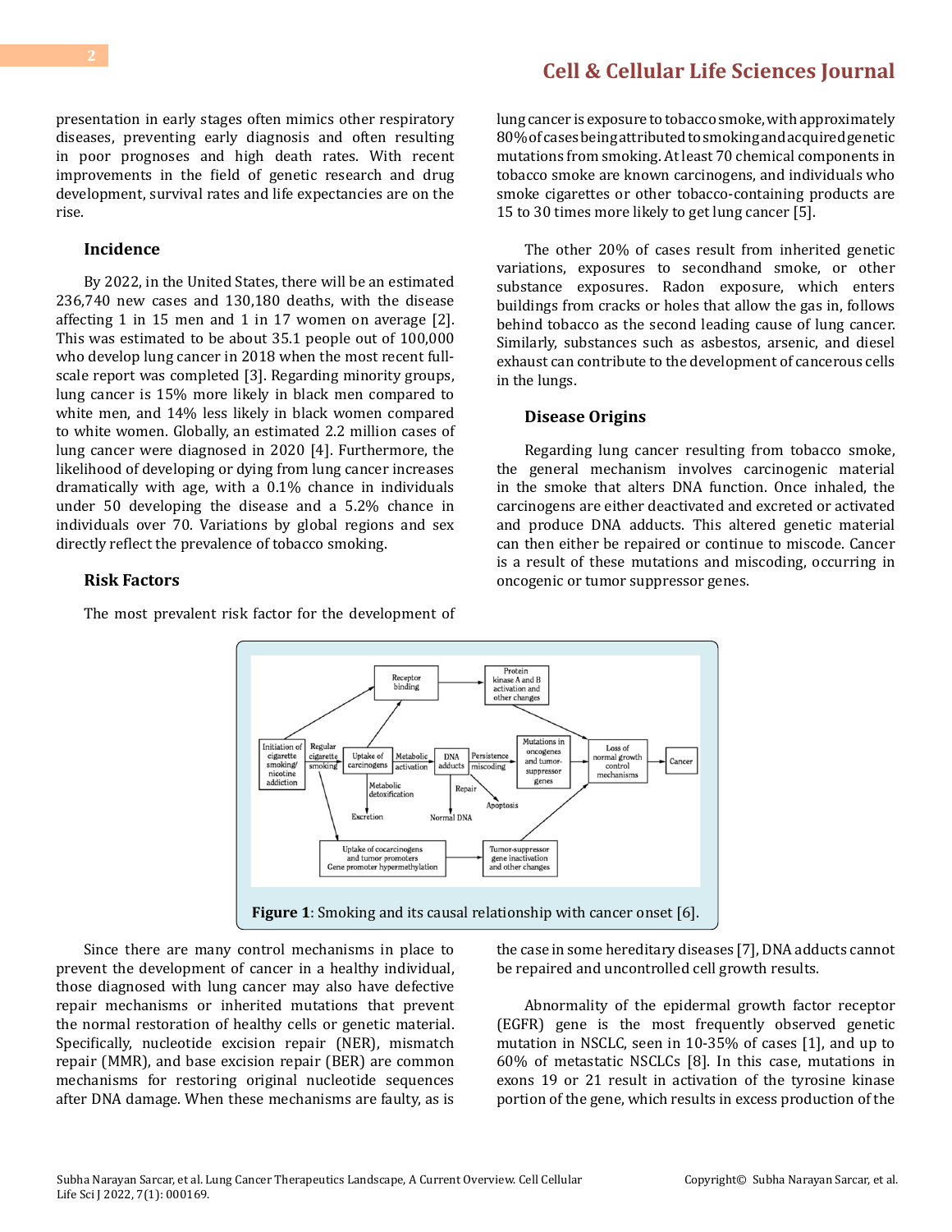presentation in early stages often mimics other respiratory diseases, preventing early diagnosis and often resulting in poor prognoses and high death rates. With recent improvements in the field of genetic research and drug development, survival rates and life expectancies are on the rise.

### Incidence

By 2022, in the United States, there will be an estimated 236,740 new cases and 130,180 deaths, with the disease affecting 1 in 15 men and 1 in 17 women on average [2]. This was estimated to be about 35.1 people out of 100,000 who develop lung cancer in 2018 when the most recent full-scale report was completed [3]. Regarding minority groups, lung cancer is 15% more likely in black men compared to white men, and 14% less likely in black women compared to white women. Globally, an estimated 2.2 million cases of lung cancer were diagnosed in 2020 [4]. Furthermore, the likelihood of developing or dying from lung cancer increases dramatically with age, with a 0.1% chance in individuals under 50 developing the disease and a 5.2% chance in individuals over 70. Variations by global regions and sex directly reflect the prevalence of tobacco smoking.

### Risk Factors

The most prevalent risk factor for the development of lung cancer is exposure to tobacco smoke, with approximately 80% of cases being attributed to smoking and acquired genetic mutations from smoking. At least 70 chemical components in tobacco smoke are known carcinogens, and individuals who smoke cigarettes or other tobacco-containing products are 15 to 30 times more likely to get lung cancer [5].

The other 20% of cases result from inherited genetic variations, exposures to secondhand smoke, or other substance exposures. Radon exposure, which enters buildings from cracks or holes that allow the gas in, follows behind tobacco as the second leading cause of lung cancer. Similarly, substances such as asbestos, arsenic, and diesel exhaust can contribute to the development of cancerous cells in the lungs.

### Disease Origins

Regarding lung cancer resulting from tobacco smoke, the general mechanism involves carcinogenic material in the smoke that alters DNA function. Once inhaled, the carcinogens are either deactivated and excreted or activated and produce DNA adducts. This altered genetic material can then either be repaired or continue to miscode. Cancer is a result of these mutations and miscoding, occurring in oncogenic or tumor suppressor genes.

**Figure 1**: Smoking and its causal relationship with cancer onset [6].

Since there are many control mechanisms in place to prevent the development of cancer in a healthy individual, those diagnosed with lung cancer may also have defective repair mechanisms or inherited mutations that prevent the normal restoration of healthy cells or genetic material. Specifically, nucleotide excision repair (NER), mismatch repair (MMR), and base excision repair (BER) are common mechanisms for restoring original nucleotide sequences after DNA damage. When these mechanisms are faulty, as is the case in some hereditary diseases [7], DNA adducts cannot be repaired and uncontrolled cell growth results.

Abnormality of the epidermal growth factor receptor (EGFR) gene is the most frequently observed genetic mutation in NSCLC, seen in 10-35% of cases [1], and up to 60% of metastatic NSCLCs [8]. In this case, mutations in exons 19 or 21 result in activation of the tyrosine kinase portion of the gene, which results in excess production of the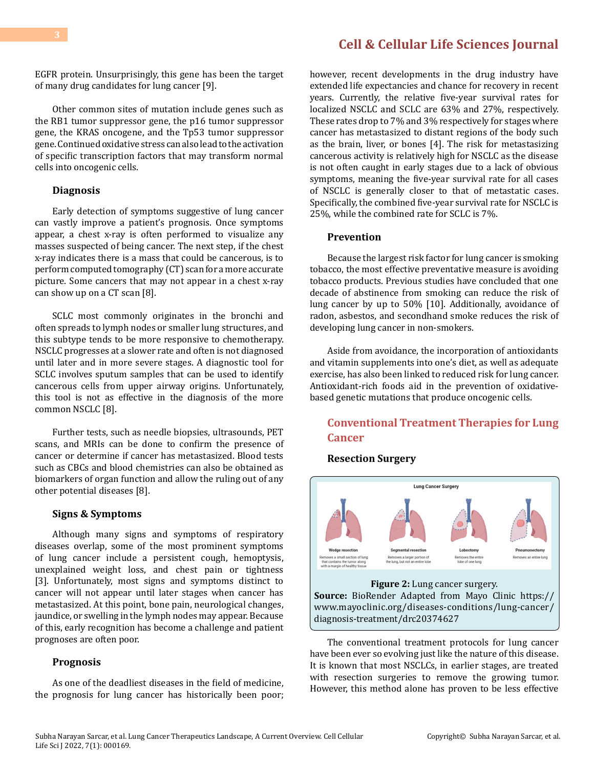EGFR protein. Unsurprisingly, this gene has been the target of many drug candidates for lung cancer [9].

Other common sites of mutation include genes such as the RB1 tumor suppressor gene, the p16 tumor suppressor gene, the KRAS oncogene, and the Tp53 tumor suppressor gene. Continued oxidative stress can also lead to the activation of specific transcription factors that may transform normal cells into oncogenic cells.

### Diagnosis

Early detection of symptoms suggestive of lung cancer can vastly improve a patient's prognosis. Once symptoms appear, a chest x-ray is often performed to visualize any masses suspected of being cancer. The next step, if the chest x-ray indicates there is a mass that could be cancerous, is to perform computed tomography (CT) scan for a more accurate picture. Some cancers that may not appear in a chest x-ray can show up on a CT scan [8].

SCLC most commonly originates in the bronchi and often spreads to lymph nodes or smaller lung structures, and this subtype tends to be more responsive to chemotherapy. NSCLC progresses at a slower rate and often is not diagnosed until later and in more severe stages. A diagnostic tool for SCLC involves sputum samples that can be used to identify cancerous cells from upper airway origins. Unfortunately, this tool is not as effective in the diagnosis of the more common NSCLC [8].

Further tests, such as needle biopsies, ultrasounds, PET scans, and MRIs can be done to confirm the presence of cancer or determine if cancer has metastasized. Blood tests such as CBCs and blood chemistries can also be obtained as biomarkers of organ function and allow the ruling out of any other potential diseases [8].

### Signs & Symptoms

Although many signs and symptoms of respiratory diseases overlap, some of the most prominent symptoms of lung cancer include a persistent cough, hemoptysis, unexplained weight loss, and chest pain or tightness [3]. Unfortunately, most signs and symptoms distinct to cancer will not appear until later stages when cancer has metastasized. At this point, bone pain, neurological changes, jaundice, or swelling in the lymph nodes may appear. Because of this, early recognition has become a challenge and patient prognoses are often poor.

### Prognosis

As one of the deadliest diseases in the field of medicine, the prognosis for lung cancer has historically been poor; however, recent developments in the drug industry have extended life expectancies and chance for recovery in recent years. Currently, the relative five-year survival rates for localized NSCLC and SCLC are 63% and 27%, respectively. These rates drop to 7% and 3% respectively for stages where cancer has metastasized to distant regions of the body such as the brain, liver, or bones [4]. The risk for metastasizing cancerous activity is relatively high for NSCLC as the disease is not often caught in early stages due to a lack of obvious symptoms, meaning the five-year survival rate for all cases of NSCLC is generally closer to that of metastatic cases. Specifically, the combined five-year survival rate for NSCLC is 25%, while the combined rate for SCLC is 7%.

### Prevention

Because the largest risk factor for lung cancer is smoking tobacco, the most effective preventative measure is avoiding tobacco products. Previous studies have concluded that one decade of abstinence from smoking can reduce the risk of lung cancer by up to 50% [10]. Additionally, avoidance of radon, asbestos, and secondhand smoke reduces the risk of developing lung cancer in non-smokers.

Aside from avoidance, the incorporation of antioxidants and vitamin supplements into one's diet, as well as adequate exercise, has also been linked to reduced risk for lung cancer. Antioxidant-rich foods aid in the prevention of oxidative-based genetic mutations that produce oncogenic cells.

## Conventional Treatment Therapies for Lung Cancer

### Resection Surgery

**Figure 2:** Lung cancer surgery.
**Source:** BioRender Adapted from Mayo Clinic https://www.mayoclinic.org/diseases-conditions/lung-cancer/diagnosis-treatment/drc20374627

The conventional treatment protocols for lung cancer have been ever so evolving just like the nature of this disease. It is known that most NSCLCs, in earlier stages, are treated with resection surgeries to remove the growing tumor. However, this method alone has proven to be less effective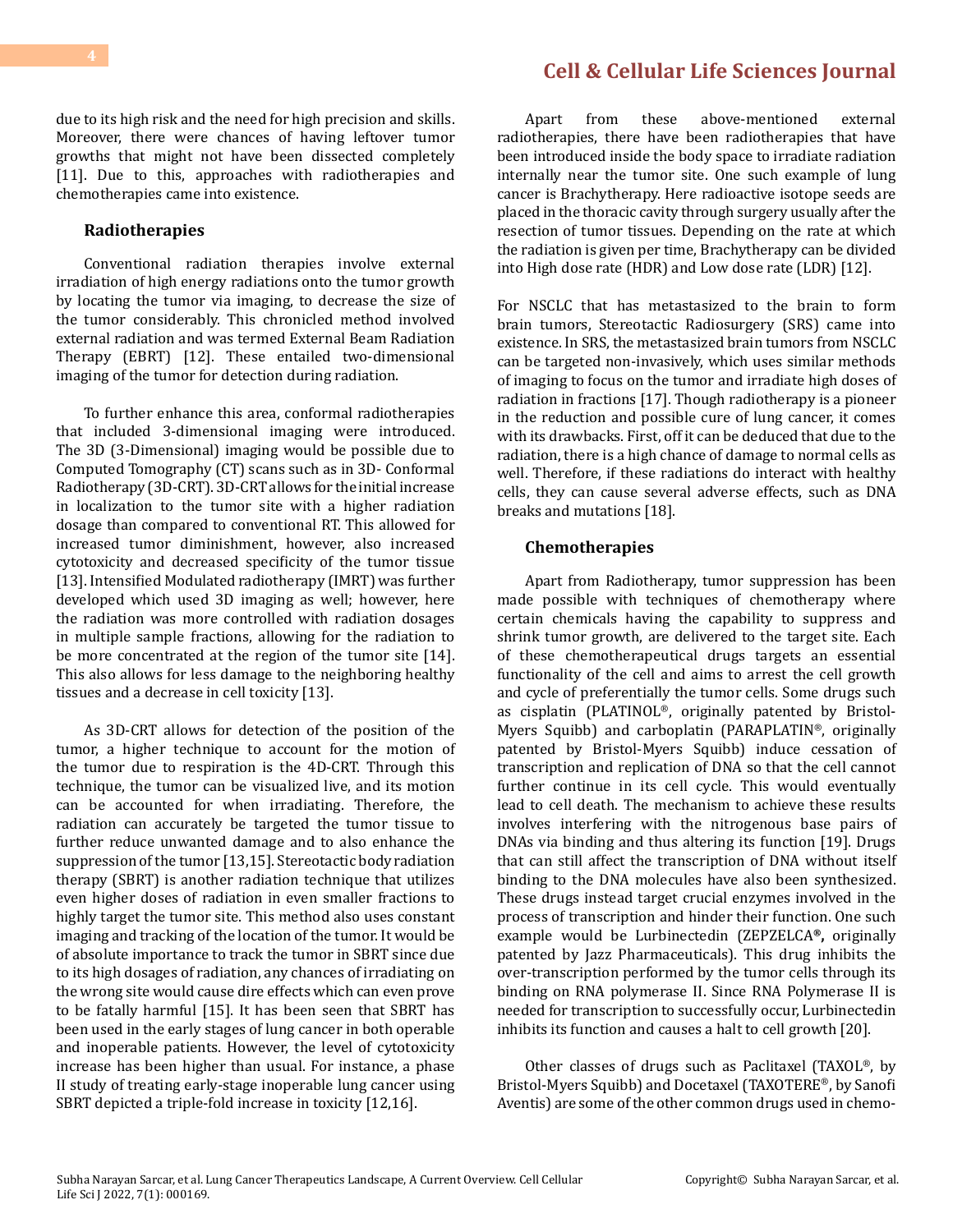due to its high risk and the need for high precision and skills. Moreover, there were chances of having leftover tumor growths that might not have been dissected completely [11]. Due to this, approaches with radiotherapies and chemotherapies came into existence.

### Radiotherapies

Conventional radiation therapies involve external irradiation of high energy radiations onto the tumor growth by locating the tumor via imaging, to decrease the size of the tumor considerably. This chronicled method involved external radiation and was termed External Beam Radiation Therapy (EBRT) [12]. These entailed two-dimensional imaging of the tumor for detection during radiation.

To further enhance this area, conformal radiotherapies that included 3-dimensional imaging were introduced. The 3D (3-Dimensional) imaging would be possible due to Computed Tomography (CT) scans such as in 3D- Conformal Radiotherapy (3D-CRT). 3D-CRT allows for the initial increase in localization to the tumor site with a higher radiation dosage than compared to conventional RT. This allowed for increased tumor diminishment, however, also increased cytotoxicity and decreased specificity of the tumor tissue [13]. Intensified Modulated radiotherapy (IMRT) was further developed which used 3D imaging as well; however, here the radiation was more controlled with radiation dosages in multiple sample fractions, allowing for the radiation to be more concentrated at the region of the tumor site [14]. This also allows for less damage to the neighboring healthy tissues and a decrease in cell toxicity [13].

As 3D-CRT allows for detection of the position of the tumor, a higher technique to account for the motion of the tumor due to respiration is the 4D-CRT. Through this technique, the tumor can be visualized live, and its motion can be accounted for when irradiating. Therefore, the radiation can accurately be targeted the tumor tissue to further reduce unwanted damage and to also enhance the suppression of the tumor [13,15]. Stereotactic body radiation therapy (SBRT) is another radiation technique that utilizes even higher doses of radiation in even smaller fractions to highly target the tumor site. This method also uses constant imaging and tracking of the location of the tumor. It would be of absolute importance to track the tumor in SBRT since due to its high dosages of radiation, any chances of irradiating on the wrong site would cause dire effects which can even prove to be fatally harmful [15]. It has been seen that SBRT has been used in the early stages of lung cancer in both operable and inoperable patients. However, the level of cytotoxicity increase has been higher than usual. For instance, a phase II study of treating early-stage inoperable lung cancer using SBRT depicted a triple-fold increase in toxicity [12,16].

Apart from these above-mentioned external radiotherapies, there have been radiotherapies that have been introduced inside the body space to irradiate radiation internally near the tumor site. One such example of lung cancer is Brachytherapy. Here radioactive isotope seeds are placed in the thoracic cavity through surgery usually after the resection of tumor tissues. Depending on the rate at which the radiation is given per time, Brachytherapy can be divided into High dose rate (HDR) and Low dose rate (LDR) [12].

For NSCLC that has metastasized to the brain to form brain tumors, Stereotactic Radiosurgery (SRS) came into existence. In SRS, the metastasized brain tumors from NSCLC can be targeted non-invasively, which uses similar methods of imaging to focus on the tumor and irradiate high doses of radiation in fractions [17]. Though radiotherapy is a pioneer in the reduction and possible cure of lung cancer, it comes with its drawbacks. First, off it can be deduced that due to the radiation, there is a high chance of damage to normal cells as well. Therefore, if these radiations do interact with healthy cells, they can cause several adverse effects, such as DNA breaks and mutations [18].

### Chemotherapies

Apart from Radiotherapy, tumor suppression has been made possible with techniques of chemotherapy where certain chemicals having the capability to suppress and shrink tumor growth, are delivered to the target site. Each of these chemotherapeutical drugs targets an essential functionality of the cell and aims to arrest the cell growth and cycle of preferentially the tumor cells. Some drugs such as cisplatin (PLATINOL®, originally patented by Bristol-Myers Squibb) and carboplatin (PARAPLATIN®, originally patented by Bristol-Myers Squibb) induce cessation of transcription and replication of DNA so that the cell cannot further continue in its cell cycle. This would eventually lead to cell death. The mechanism to achieve these results involves interfering with the nitrogenous base pairs of DNAs via binding and thus altering its function [19]. Drugs that can still affect the transcription of DNA without itself binding to the DNA molecules have also been synthesized. These drugs instead target crucial enzymes involved in the process of transcription and hinder their function. One such example would be Lurbinectedin (ZEPZELCA**®**, originally patented by Jazz Pharmaceuticals). This drug inhibits the over-transcription performed by the tumor cells through its binding on RNA polymerase II. Since RNA Polymerase II is needed for transcription to successfully occur, Lurbinectedin inhibits its function and causes a halt to cell growth [20].

Other classes of drugs such as Paclitaxel (TAXOL®, by Bristol-Myers Squibb) and Docetaxel (TAXOTERE®, by Sanofi Aventis) are some of the other common drugs used in chemo-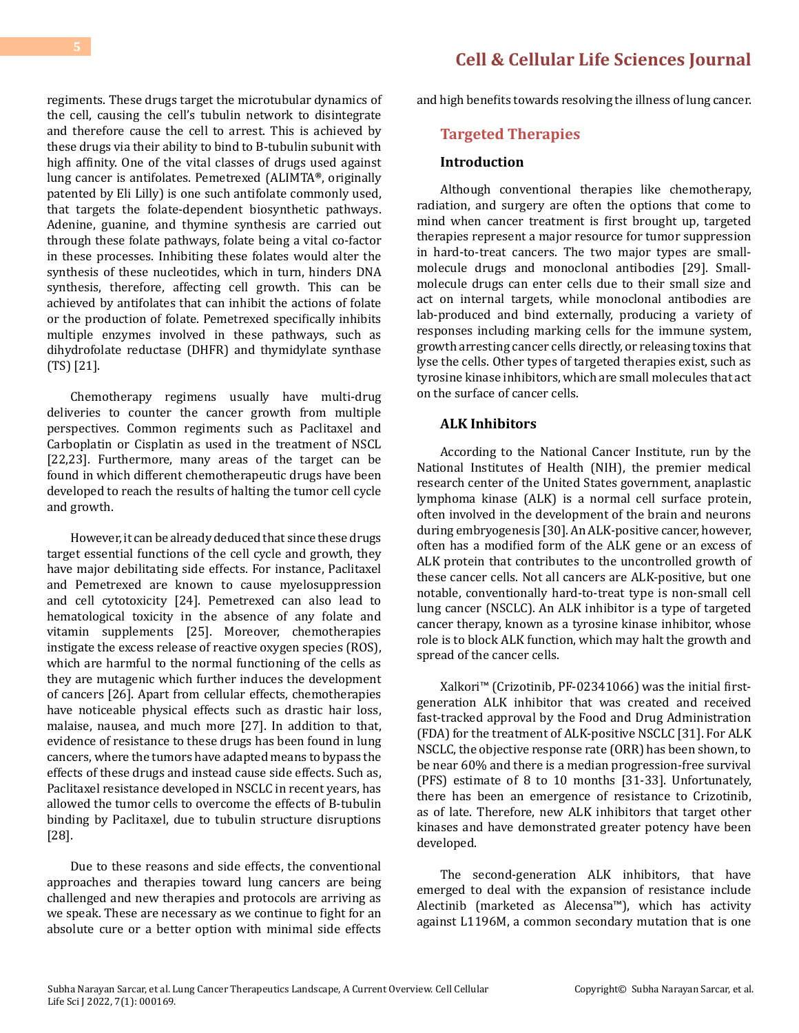regiments. These drugs target the microtubular dynamics of the cell, causing the cell's tubulin network to disintegrate and therefore cause the cell to arrest. This is achieved by these drugs via their ability to bind to B-tubulin subunit with high affinity. One of the vital classes of drugs used against lung cancer is antifolates. Pemetrexed (ALIMTA®, originally patented by Eli Lilly) is one such antifolate commonly used, that targets the folate-dependent biosynthetic pathways. Adenine, guanine, and thymine synthesis are carried out through these folate pathways, folate being a vital co-factor in these processes. Inhibiting these folates would alter the synthesis of these nucleotides, which in turn, hinders DNA synthesis, therefore, affecting cell growth. This can be achieved by antifolates that can inhibit the actions of folate or the production of folate. Pemetrexed specifically inhibits multiple enzymes involved in these pathways, such as dihydrofolate reductase (DHFR) and thymidylate synthase (TS) [21].

Chemotherapy regimens usually have multi-drug deliveries to counter the cancer growth from multiple perspectives. Common regiments such as Paclitaxel and Carboplatin or Cisplatin as used in the treatment of NSCL [22,23]. Furthermore, many areas of the target can be found in which different chemotherapeutic drugs have been developed to reach the results of halting the tumor cell cycle and growth.

However, it can be already deduced that since these drugs target essential functions of the cell cycle and growth, they have major debilitating side effects. For instance, Paclitaxel and Pemetrexed are known to cause myelosuppression and cell cytotoxicity [24]. Pemetrexed can also lead to hematological toxicity in the absence of any folate and vitamin supplements [25]. Moreover, chemotherapies instigate the excess release of reactive oxygen species (ROS), which are harmful to the normal functioning of the cells as they are mutagenic which further induces the development of cancers [26]. Apart from cellular effects, chemotherapies have noticeable physical effects such as drastic hair loss, malaise, nausea, and much more [27]. In addition to that, evidence of resistance to these drugs has been found in lung cancers, where the tumors have adapted means to bypass the effects of these drugs and instead cause side effects. Such as, Paclitaxel resistance developed in NSCLC in recent years, has allowed the tumor cells to overcome the effects of B-tubulin binding by Paclitaxel, due to tubulin structure disruptions [28].

Due to these reasons and side effects, the conventional approaches and therapies toward lung cancers are being challenged and new therapies and protocols are arriving as we speak. These are necessary as we continue to fight for an absolute cure or a better option with minimal side effects and high benefits towards resolving the illness of lung cancer.

## Targeted Therapies

### Introduction

Although conventional therapies like chemotherapy, radiation, and surgery are often the options that come to mind when cancer treatment is first brought up, targeted therapies represent a major resource for tumor suppression in hard-to-treat cancers. The two major types are small-molecule drugs and monoclonal antibodies [29]. Small-molecule drugs can enter cells due to their small size and act on internal targets, while monoclonal antibodies are lab-produced and bind externally, producing a variety of responses including marking cells for the immune system, growth arresting cancer cells directly, or releasing toxins that lyse the cells. Other types of targeted therapies exist, such as tyrosine kinase inhibitors, which are small molecules that act on the surface of cancer cells.

### ALK Inhibitors

According to the National Cancer Institute, run by the National Institutes of Health (NIH), the premier medical research center of the United States government, anaplastic lymphoma kinase (ALK) is a normal cell surface protein, often involved in the development of the brain and neurons during embryogenesis [30]. An ALK-positive cancer, however, often has a modified form of the ALK gene or an excess of ALK protein that contributes to the uncontrolled growth of these cancer cells. Not all cancers are ALK-positive, but one notable, conventionally hard-to-treat type is non-small cell lung cancer (NSCLC). An ALK inhibitor is a type of targeted cancer therapy, known as a tyrosine kinase inhibitor, whose role is to block ALK function, which may halt the growth and spread of the cancer cells.

Xalkori™ (Crizotinib, PF-02341066) was the initial first-generation ALK inhibitor that was created and received fast-tracked approval by the Food and Drug Administration (FDA) for the treatment of ALK-positive NSCLC [31]. For ALK NSCLC, the objective response rate (ORR) has been shown, to be near 60% and there is a median progression-free survival (PFS) estimate of 8 to 10 months [31-33]. Unfortunately, there has been an emergence of resistance to Crizotinib, as of late. Therefore, new ALK inhibitors that target other kinases and have demonstrated greater potency have been developed.

The second-generation ALK inhibitors, that have emerged to deal with the expansion of resistance include Alectinib (marketed as Alecensa™), which has activity against L1196M, a common secondary mutation that is one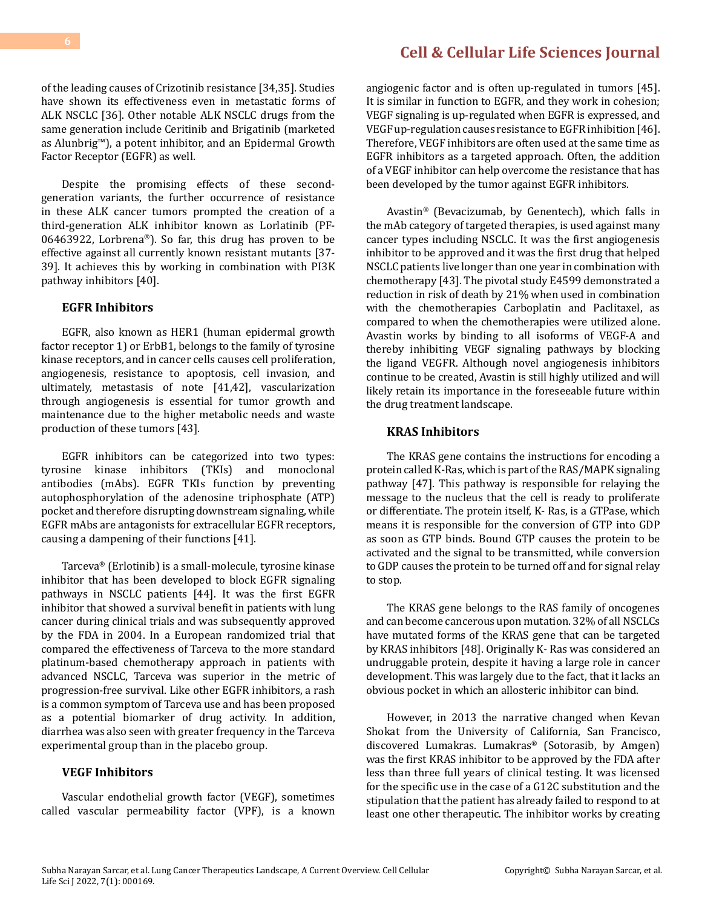of the leading causes of Crizotinib resistance [34,35]. Studies have shown its effectiveness even in metastatic forms of ALK NSCLC [36]. Other notable ALK NSCLC drugs from the same generation include Ceritinib and Brigatinib (marketed as Alunbrig™), a potent inhibitor, and an Epidermal Growth Factor Receptor (EGFR) as well.

Despite the promising effects of these second-generation variants, the further occurrence of resistance in these ALK cancer tumors prompted the creation of a third-generation ALK inhibitor known as Lorlatinib (PF-06463922, Lorbrena®). So far, this drug has proven to be effective against all currently known resistant mutants [37-39]. It achieves this by working in combination with PI3K pathway inhibitors [40].

### EGFR Inhibitors

EGFR, also known as HER1 (human epidermal growth factor receptor 1) or ErbB1, belongs to the family of tyrosine kinase receptors, and in cancer cells causes cell proliferation, angiogenesis, resistance to apoptosis, cell invasion, and ultimately, metastasis of note [41,42], vascularization through angiogenesis is essential for tumor growth and maintenance due to the higher metabolic needs and waste production of these tumors [43].

EGFR inhibitors can be categorized into two types: tyrosine kinase inhibitors (TKIs) and monoclonal antibodies (mAbs). EGFR TKIs function by preventing autophosphorylation of the adenosine triphosphate (ATP) pocket and therefore disrupting downstream signaling, while EGFR mAbs are antagonists for extracellular EGFR receptors, causing a dampening of their functions [41].

Tarceva® (Erlotinib) is a small-molecule, tyrosine kinase inhibitor that has been developed to block EGFR signaling pathways in NSCLC patients [44]. It was the first EGFR inhibitor that showed a survival benefit in patients with lung cancer during clinical trials and was subsequently approved by the FDA in 2004. In a European randomized trial that compared the effectiveness of Tarceva to the more standard platinum-based chemotherapy approach in patients with advanced NSCLC, Tarceva was superior in the metric of progression-free survival. Like other EGFR inhibitors, a rash is a common symptom of Tarceva use and has been proposed as a potential biomarker of drug activity. In addition, diarrhea was also seen with greater frequency in the Tarceva experimental group than in the placebo group.

### VEGF Inhibitors

Vascular endothelial growth factor (VEGF), sometimes called vascular permeability factor (VPF), is a known angiogenic factor and is often up-regulated in tumors [45]. It is similar in function to EGFR, and they work in cohesion; VEGF signaling is up-regulated when EGFR is expressed, and VEGF up-regulation causes resistance to EGFR inhibition [46]. Therefore, VEGF inhibitors are often used at the same time as EGFR inhibitors as a targeted approach. Often, the addition of a VEGF inhibitor can help overcome the resistance that has been developed by the tumor against EGFR inhibitors.

Avastin® (Bevacizumab, by Genentech), which falls in the mAb category of targeted therapies, is used against many cancer types including NSCLC. It was the first angiogenesis inhibitor to be approved and it was the first drug that helped NSCLC patients live longer than one year in combination with chemotherapy [43]. The pivotal study E4599 demonstrated a reduction in risk of death by 21% when used in combination with the chemotherapies Carboplatin and Paclitaxel, as compared to when the chemotherapies were utilized alone. Avastin works by binding to all isoforms of VEGF-A and thereby inhibiting VEGF signaling pathways by blocking the ligand VEGFR. Although novel angiogenesis inhibitors continue to be created, Avastin is still highly utilized and will likely retain its importance in the foreseeable future within the drug treatment landscape.

### KRAS Inhibitors

The KRAS gene contains the instructions for encoding a protein called K-Ras, which is part of the RAS/MAPK signaling pathway [47]. This pathway is responsible for relaying the message to the nucleus that the cell is ready to proliferate or differentiate. The protein itself, K- Ras, is a GTPase, which means it is responsible for the conversion of GTP into GDP as soon as GTP binds. Bound GTP causes the protein to be activated and the signal to be transmitted, while conversion to GDP causes the protein to be turned off and for signal relay to stop.

The KRAS gene belongs to the RAS family of oncogenes and can become cancerous upon mutation. 32% of all NSCLCs have mutated forms of the KRAS gene that can be targeted by KRAS inhibitors [48]. Originally K- Ras was considered an undruggable protein, despite it having a large role in cancer development. This was largely due to the fact, that it lacks an obvious pocket in which an allosteric inhibitor can bind.

However, in 2013 the narrative changed when Kevan Shokat from the University of California, San Francisco, discovered Lumakras. Lumakras® (Sotorasib, by Amgen) was the first KRAS inhibitor to be approved by the FDA after less than three full years of clinical testing. It was licensed for the specific use in the case of a G12C substitution and the stipulation that the patient has already failed to respond to at least one other therapeutic. The inhibitor works by creating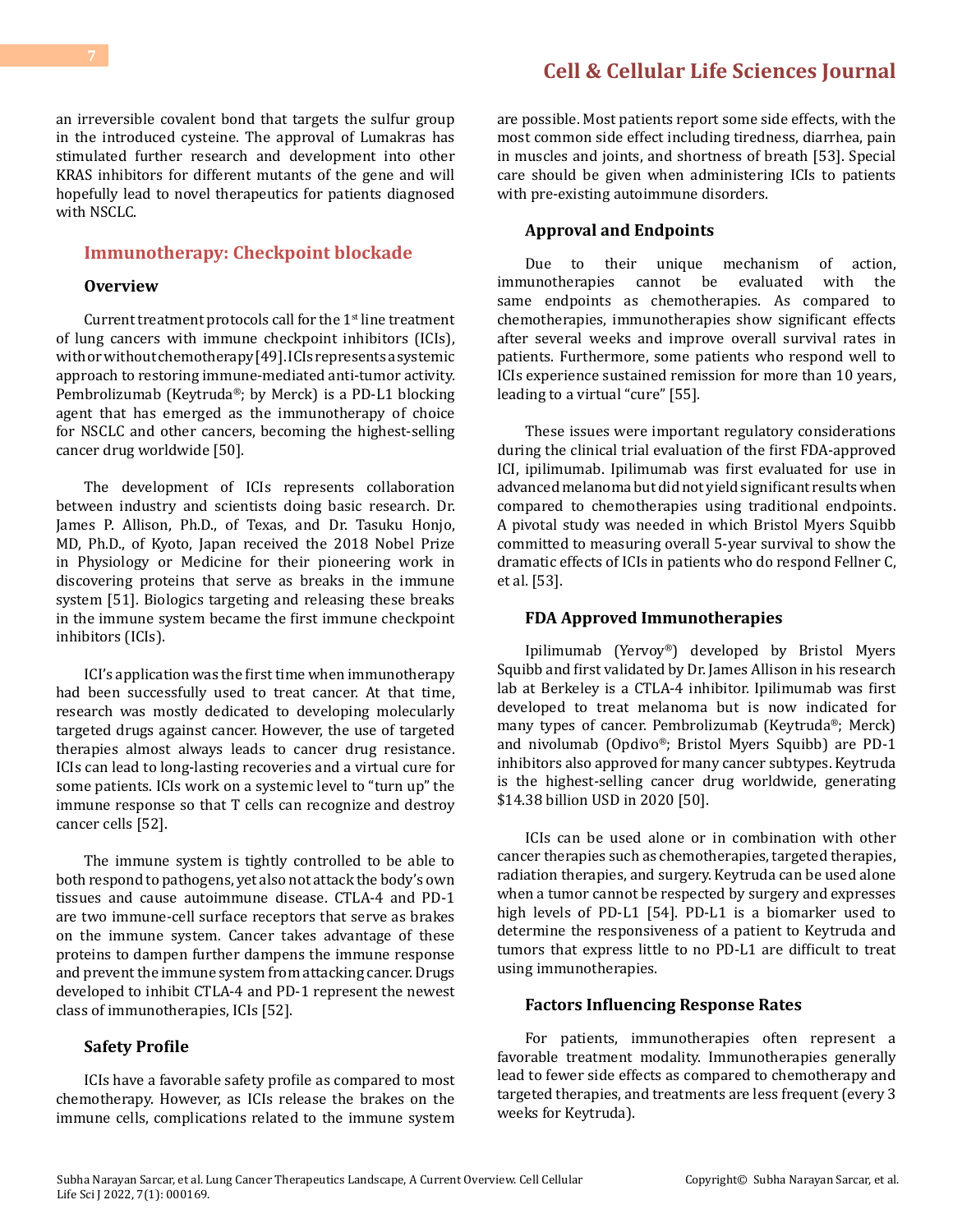an irreversible covalent bond that targets the sulfur group in the introduced cysteine. The approval of Lumakras has stimulated further research and development into other KRAS inhibitors for different mutants of the gene and will hopefully lead to novel therapeutics for patients diagnosed with NSCLC.

## Immunotherapy: Checkpoint blockade

### Overview

Current treatment protocols call for the 1st line treatment of lung cancers with immune checkpoint inhibitors (ICIs), with or without chemotherapy [49]. ICIs represents a systemic approach to restoring immune-mediated anti-tumor activity. Pembrolizumab (Keytruda®; by Merck) is a PD-L1 blocking agent that has emerged as the immunotherapy of choice for NSCLC and other cancers, becoming the highest-selling cancer drug worldwide [50].

The development of ICIs represents collaboration between industry and scientists doing basic research. Dr. James P. Allison, Ph.D., of Texas, and Dr. Tasuku Honjo, MD, Ph.D., of Kyoto, Japan received the 2018 Nobel Prize in Physiology or Medicine for their pioneering work in discovering proteins that serve as breaks in the immune system [51]. Biologics targeting and releasing these breaks in the immune system became the first immune checkpoint inhibitors (ICIs).

ICI's application was the first time when immunotherapy had been successfully used to treat cancer. At that time, research was mostly dedicated to developing molecularly targeted drugs against cancer. However, the use of targeted therapies almost always leads to cancer drug resistance. ICIs can lead to long-lasting recoveries and a virtual cure for some patients. ICIs work on a systemic level to "turn up" the immune response so that T cells can recognize and destroy cancer cells [52].

The immune system is tightly controlled to be able to both respond to pathogens, yet also not attack the body's own tissues and cause autoimmune disease. CTLA-4 and PD-1 are two immune-cell surface receptors that serve as brakes on the immune system. Cancer takes advantage of these proteins to dampen further dampens the immune response and prevent the immune system from attacking cancer. Drugs developed to inhibit CTLA-4 and PD-1 represent the newest class of immunotherapies, ICIs [52].

### Safety Profile

ICIs have a favorable safety profile as compared to most chemotherapy. However, as ICIs release the brakes on the immune cells, complications related to the immune system are possible. Most patients report some side effects, with the most common side effect including tiredness, diarrhea, pain in muscles and joints, and shortness of breath [53]. Special care should be given when administering ICIs to patients with pre-existing autoimmune disorders.

### Approval and Endpoints

Due to their unique mechanism of action, immunotherapies cannot be evaluated with the same endpoints as chemotherapies. As compared to chemotherapies, immunotherapies show significant effects after several weeks and improve overall survival rates in patients. Furthermore, some patients who respond well to ICIs experience sustained remission for more than 10 years, leading to a virtual "cure" [55].

These issues were important regulatory considerations during the clinical trial evaluation of the first FDA-approved ICI, ipilimumab. Ipilimumab was first evaluated for use in advanced melanoma but did not yield significant results when compared to chemotherapies using traditional endpoints. A pivotal study was needed in which Bristol Myers Squibb committed to measuring overall 5-year survival to show the dramatic effects of ICIs in patients who do respond Fellner C, et al. [53].

### FDA Approved Immunotherapies

Ipilimumab (Yervoy®) developed by Bristol Myers Squibb and first validated by Dr. James Allison in his research lab at Berkeley is a CTLA-4 inhibitor. Ipilimumab was first developed to treat melanoma but is now indicated for many types of cancer. Pembrolizumab (Keytruda®; Merck) and nivolumab (Opdivo®; Bristol Myers Squibb) are PD-1 inhibitors also approved for many cancer subtypes. Keytruda is the highest-selling cancer drug worldwide, generating $14.38 billion USD in 2020 [50].

ICIs can be used alone or in combination with other cancer therapies such as chemotherapies, targeted therapies, radiation therapies, and surgery. Keytruda can be used alone when a tumor cannot be respected by surgery and expresses high levels of PD-L1 [54]. PD-L1 is a biomarker used to determine the responsiveness of a patient to Keytruda and tumors that express little to no PD-L1 are difficult to treat using immunotherapies.

### Factors Influencing Response Rates

For patients, immunotherapies often represent a favorable treatment modality. Immunotherapies generally lead to fewer side effects as compared to chemotherapy and targeted therapies, and treatments are less frequent (every 3 weeks for Keytruda).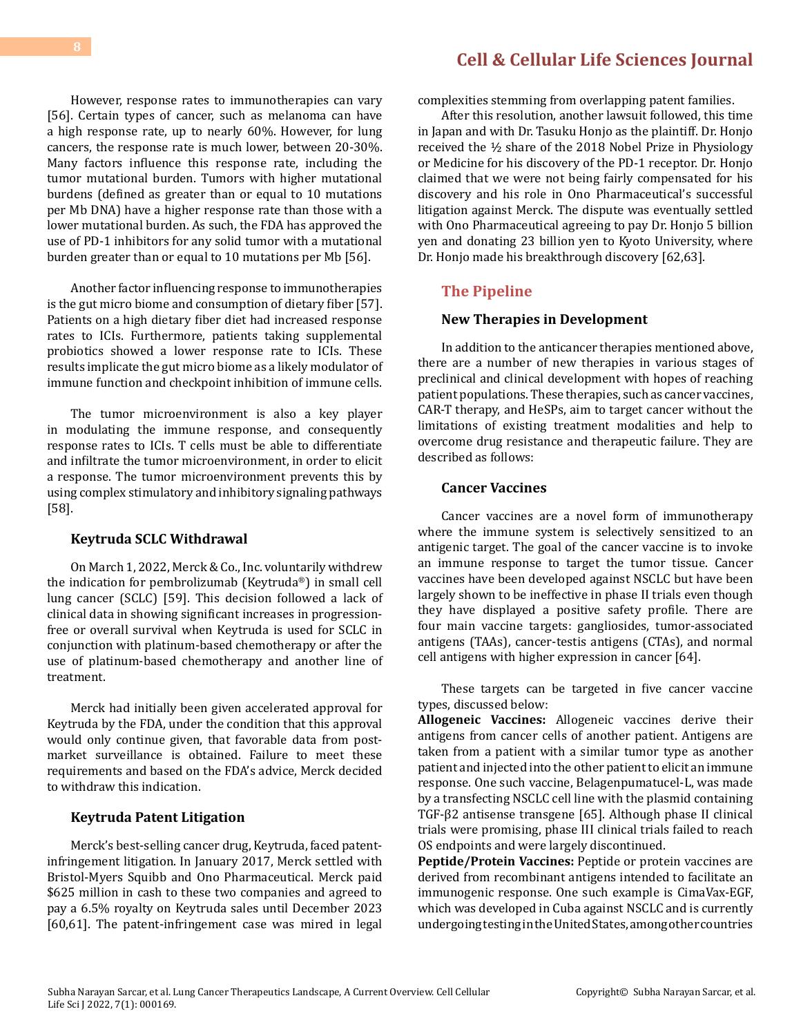However, response rates to immunotherapies can vary [56]. Certain types of cancer, such as melanoma can have a high response rate, up to nearly 60%. However, for lung cancers, the response rate is much lower, between 20-30%. Many factors influence this response rate, including the tumor mutational burden. Tumors with higher mutational burdens (defined as greater than or equal to 10 mutations per Mb DNA) have a higher response rate than those with a lower mutational burden. As such, the FDA has approved the use of PD-1 inhibitors for any solid tumor with a mutational burden greater than or equal to 10 mutations per Mb [56].

Another factor influencing response to immunotherapies is the gut micro biome and consumption of dietary fiber [57]. Patients on a high dietary fiber diet had increased response rates to ICIs. Furthermore, patients taking supplemental probiotics showed a lower response rate to ICIs. These results implicate the gut micro biome as a likely modulator of immune function and checkpoint inhibition of immune cells.

The tumor microenvironment is also a key player in modulating the immune response, and consequently response rates to ICIs. T cells must be able to differentiate and infiltrate the tumor microenvironment, in order to elicit a response. The tumor microenvironment prevents this by using complex stimulatory and inhibitory signaling pathways [58].

### Keytruda SCLC Withdrawal

On March 1, 2022, Merck & Co., Inc. voluntarily withdrew the indication for pembrolizumab (Keytruda®) in small cell lung cancer (SCLC) [59]. This decision followed a lack of clinical data in showing significant increases in progression-free or overall survival when Keytruda is used for SCLC in conjunction with platinum-based chemotherapy or after the use of platinum-based chemotherapy and another line of treatment.

Merck had initially been given accelerated approval for Keytruda by the FDA, under the condition that this approval would only continue given, that favorable data from post-market surveillance is obtained. Failure to meet these requirements and based on the FDA's advice, Merck decided to withdraw this indication.

### Keytruda Patent Litigation

Merck's best-selling cancer drug, Keytruda, faced patent-infringement litigation. In January 2017, Merck settled with Bristol-Myers Squibb and Ono Pharmaceutical. Merck paid $625 million in cash to these two companies and agreed to pay a 6.5% royalty on Keytruda sales until December 2023 [60,61]. The patent-infringement case was mired in legal complexities stemming from overlapping patent families.

After this resolution, another lawsuit followed, this time in Japan and with Dr. Tasuku Honjo as the plaintiff. Dr. Honjo received the ½ share of the 2018 Nobel Prize in Physiology or Medicine for his discovery of the PD-1 receptor. Dr. Honjo claimed that we were not being fairly compensated for his discovery and his role in Ono Pharmaceutical's successful litigation against Merck. The dispute was eventually settled with Ono Pharmaceutical agreeing to pay Dr. Honjo 5 billion yen and donating 23 billion yen to Kyoto University, where Dr. Honjo made his breakthrough discovery [62,63].

## The Pipeline

### New Therapies in Development

In addition to the anticancer therapies mentioned above, there are a number of new therapies in various stages of preclinical and clinical development with hopes of reaching patient populations. These therapies, such as cancer vaccines, CAR-T therapy, and HeSPs, aim to target cancer without the limitations of existing treatment modalities and help to overcome drug resistance and therapeutic failure. They are described as follows:

### Cancer Vaccines

Cancer vaccines are a novel form of immunotherapy where the immune system is selectively sensitized to an antigenic target. The goal of the cancer vaccine is to invoke an immune response to target the tumor tissue. Cancer vaccines have been developed against NSCLC but have been largely shown to be ineffective in phase II trials even though they have displayed a positive safety profile. There are four main vaccine targets: gangliosides, tumor-associated antigens (TAAs), cancer-testis antigens (CTAs), and normal cell antigens with higher expression in cancer [64].

These targets can be targeted in five cancer vaccine types, discussed below:

**Allogeneic Vaccines:** Allogeneic vaccines derive their antigens from cancer cells of another patient. Antigens are taken from a patient with a similar tumor type as another patient and injected into the other patient to elicit an immune response. One such vaccine, Belagenpumatucel-L, was made by a transfecting NSCLC cell line with the plasmid containing TGF-β2 antisense transgene [65]. Although phase II clinical trials were promising, phase III clinical trials failed to reach OS endpoints and were largely discontinued.

**Peptide/Protein Vaccines:** Peptide or protein vaccines are derived from recombinant antigens intended to facilitate an immunogenic response. One such example is CimaVax-EGF, which was developed in Cuba against NSCLC and is currently undergoing testing in the United States, among other countries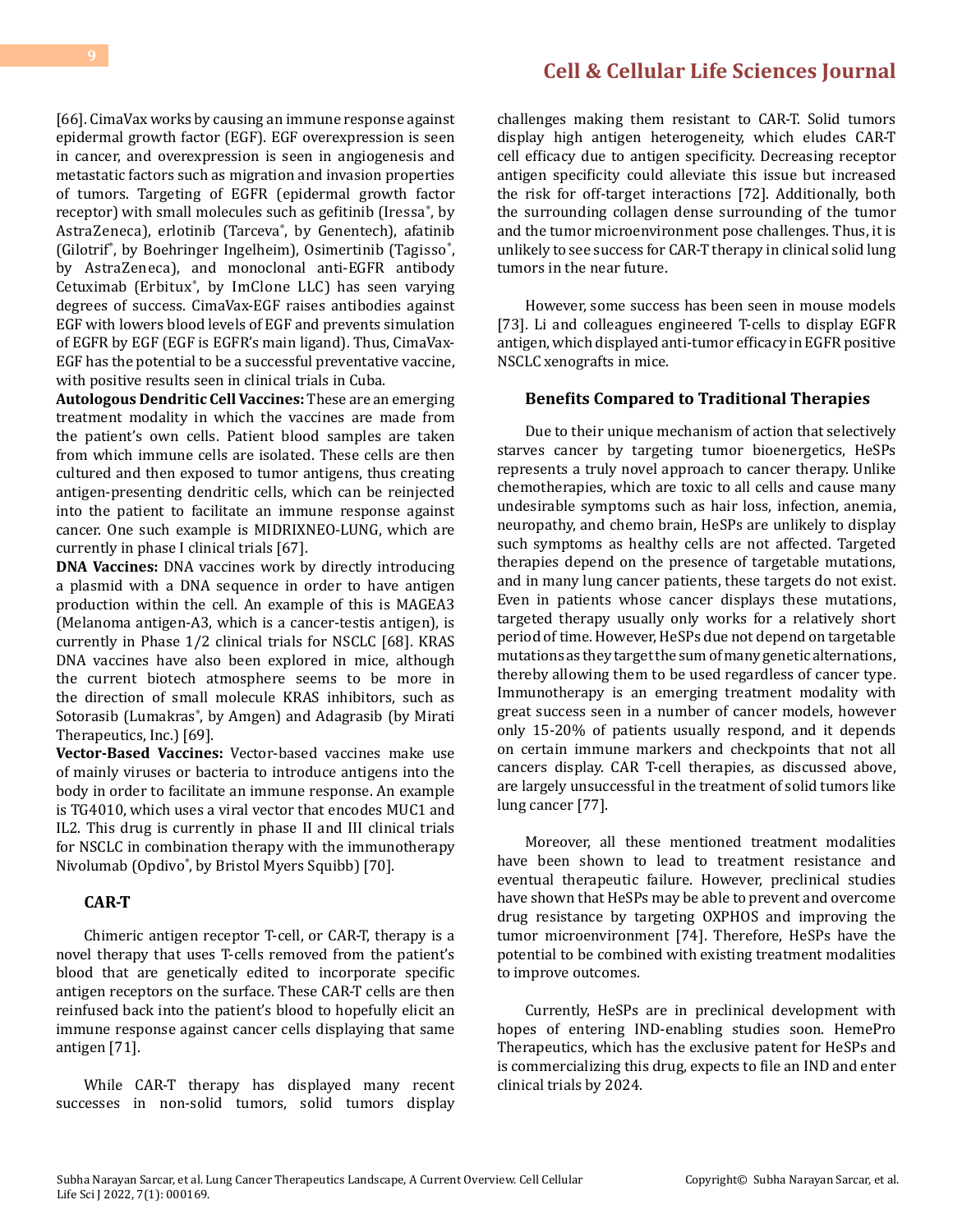[66]. CimaVax works by causing an immune response against epidermal growth factor (EGF). EGF overexpression is seen in cancer, and overexpression is seen in angiogenesis and metastatic factors such as migration and invasion properties of tumors. Targeting of EGFR (epidermal growth factor receptor) with small molecules such as gefitinib (Iressa®, by AstraZeneca), erlotinib (Tarceva®, by Genentech), afatinib (Gilotrif®, by Boehringer Ingelheim), Osimertinib (Tagisso®, by AstraZeneca), and monoclonal anti-EGFR antibody Cetuximab (Erbitux®, by ImClone LLC) has seen varying degrees of success. CimaVax-EGF raises antibodies against EGF with lowers blood levels of EGF and prevents simulation of EGFR by EGF (EGF is EGFR's main ligand). Thus, CimaVax-EGF has the potential to be a successful preventative vaccine, with positive results seen in clinical trials in Cuba.

**Autologous Dendritic Cell Vaccines:** These are an emerging treatment modality in which the vaccines are made from the patient's own cells. Patient blood samples are taken from which immune cells are isolated. These cells are then cultured and then exposed to tumor antigens, thus creating antigen-presenting dendritic cells, which can be reinjected into the patient to facilitate an immune response against cancer. One such example is MIDRIXNEO-LUNG, which are currently in phase I clinical trials [67].

**DNA Vaccines:** DNA vaccines work by directly introducing a plasmid with a DNA sequence in order to have antigen production within the cell. An example of this is MAGEA3 (Melanoma antigen-A3, which is a cancer-testis antigen), is currently in Phase 1/2 clinical trials for NSCLC [68]. KRAS DNA vaccines have also been explored in mice, although the current biotech atmosphere seems to be more in the direction of small molecule KRAS inhibitors, such as Sotorasib (Lumakras®, by Amgen) and Adagrasib (by Mirati Therapeutics, Inc.) [69].

**Vector-Based Vaccines:** Vector-based vaccines make use of mainly viruses or bacteria to introduce antigens into the body in order to facilitate an immune response. An example is TG4010, which uses a viral vector that encodes MUC1 and IL2. This drug is currently in phase II and III clinical trials for NSCLC in combination therapy with the immunotherapy Nivolumab (Opdivo®, by Bristol Myers Squibb) [70].

### CAR-T

Chimeric antigen receptor T-cell, or CAR-T, therapy is a novel therapy that uses T-cells removed from the patient's blood that are genetically edited to incorporate specific antigen receptors on the surface. These CAR-T cells are then reinfused back into the patient's blood to hopefully elicit an immune response against cancer cells displaying that same antigen [71].

While CAR-T therapy has displayed many recent successes in non-solid tumors, solid tumors display challenges making them resistant to CAR-T. Solid tumors display high antigen heterogeneity, which eludes CAR-T cell efficacy due to antigen specificity. Decreasing receptor antigen specificity could alleviate this issue but increased the risk for off-target interactions [72]. Additionally, both the surrounding collagen dense surrounding of the tumor and the tumor microenvironment pose challenges. Thus, it is unlikely to see success for CAR-T therapy in clinical solid lung tumors in the near future.

However, some success has been seen in mouse models [73]. Li and colleagues engineered T-cells to display EGFR antigen, which displayed anti-tumor efficacy in EGFR positive NSCLC xenografts in mice.

### Benefits Compared to Traditional Therapies

Due to their unique mechanism of action that selectively starves cancer by targeting tumor bioenergetics, HeSPs represents a truly novel approach to cancer therapy. Unlike chemotherapies, which are toxic to all cells and cause many undesirable symptoms such as hair loss, infection, anemia, neuropathy, and chemo brain, HeSPs are unlikely to display such symptoms as healthy cells are not affected. Targeted therapies depend on the presence of targetable mutations, and in many lung cancer patients, these targets do not exist. Even in patients whose cancer displays these mutations, targeted therapy usually only works for a relatively short period of time. However, HeSPs due not depend on targetable mutations as they target the sum of many genetic alternations, thereby allowing them to be used regardless of cancer type. Immunotherapy is an emerging treatment modality with great success seen in a number of cancer models, however only 15-20% of patients usually respond, and it depends on certain immune markers and checkpoints that not all cancers display. CAR T-cell therapies, as discussed above, are largely unsuccessful in the treatment of solid tumors like lung cancer [77].

Moreover, all these mentioned treatment modalities have been shown to lead to treatment resistance and eventual therapeutic failure. However, preclinical studies have shown that HeSPs may be able to prevent and overcome drug resistance by targeting OXPHOS and improving the tumor microenvironment [74]. Therefore, HeSPs have the potential to be combined with existing treatment modalities to improve outcomes.

Currently, HeSPs are in preclinical development with hopes of entering IND-enabling studies soon. HemePro Therapeutics, which has the exclusive patent for HeSPs and is commercializing this drug, expects to file an IND and enter clinical trials by 2024.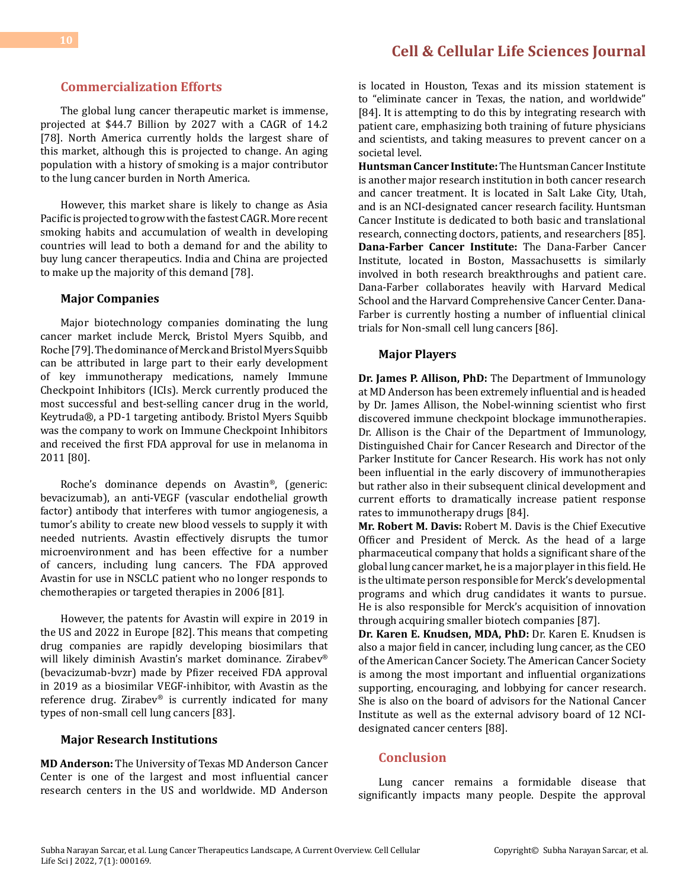## Commercialization Efforts

The global lung cancer therapeutic market is immense, projected at $44.7 Billion by 2027 with a CAGR of 14.2 [78]. North America currently holds the largest share of this market, although this is projected to change. An aging population with a history of smoking is a major contributor to the lung cancer burden in North America.

However, this market share is likely to change as Asia Pacific is projected to grow with the fastest CAGR. More recent smoking habits and accumulation of wealth in developing countries will lead to both a demand for and the ability to buy lung cancer therapeutics. India and China are projected to make up the majority of this demand [78].

### Major Companies

Major biotechnology companies dominating the lung cancer market include Merck, Bristol Myers Squibb, and Roche [79]. The dominance of Merck and Bristol Myers Squibb can be attributed in large part to their early development of key immunotherapy medications, namely Immune Checkpoint Inhibitors (ICIs). Merck currently produced the most successful and best-selling cancer drug in the world, Keytruda®, a PD-1 targeting antibody. Bristol Myers Squibb was the company to work on Immune Checkpoint Inhibitors and received the first FDA approval for use in melanoma in 2011 [80].

Roche's dominance depends on Avastin®, (generic: bevacizumab), an anti-VEGF (vascular endothelial growth factor) antibody that interferes with tumor angiogenesis, a tumor's ability to create new blood vessels to supply it with needed nutrients. Avastin effectively disrupts the tumor microenvironment and has been effective for a number of cancers, including lung cancers. The FDA approved Avastin for use in NSCLC patient who no longer responds to chemotherapies or targeted therapies in 2006 [81].

However, the patents for Avastin will expire in 2019 in the US and 2022 in Europe [82]. This means that competing drug companies are rapidly developing biosimilars that will likely diminish Avastin's market dominance. Zirabev® (bevacizumab-bvzr) made by Pfizer received FDA approval in 2019 as a biosimilar VEGF-inhibitor, with Avastin as the reference drug. Zirabev® is currently indicated for many types of non-small cell lung cancers [83].

### Major Research Institutions

**MD Anderson:** The University of Texas MD Anderson Cancer Center is one of the largest and most influential cancer research centers in the US and worldwide. MD Anderson is located in Houston, Texas and its mission statement is to "eliminate cancer in Texas, the nation, and worldwide" [84]. It is attempting to do this by integrating research with patient care, emphasizing both training of future physicians and scientists, and taking measures to prevent cancer on a societal level.

**Huntsman Cancer Institute:** The Huntsman Cancer Institute is another major research institution in both cancer research and cancer treatment. It is located in Salt Lake City, Utah, and is an NCI-designated cancer research facility. Huntsman Cancer Institute is dedicated to both basic and translational research, connecting doctors, patients, and researchers [85].

**Dana-Farber Cancer Institute:** The Dana-Farber Cancer Institute, located in Boston, Massachusetts is similarly involved in both research breakthroughs and patient care. Dana-Farber collaborates heavily with Harvard Medical School and the Harvard Comprehensive Cancer Center. Dana-Farber is currently hosting a number of influential clinical trials for Non-small cell lung cancers [86].

### Major Players

**Dr. James P. Allison, PhD:** The Department of Immunology at MD Anderson has been extremely influential and is headed by Dr. James Allison, the Nobel-winning scientist who first discovered immune checkpoint blockage immunotherapies. Dr. Allison is the Chair of the Department of Immunology, Distinguished Chair for Cancer Research and Director of the Parker Institute for Cancer Research. His work has not only been influential in the early discovery of immunotherapies but rather also in their subsequent clinical development and current efforts to dramatically increase patient response rates to immunotherapy drugs [84].

**Mr. Robert M. Davis:** Robert M. Davis is the Chief Executive Officer and President of Merck. As the head of a large pharmaceutical company that holds a significant share of the global lung cancer market, he is a major player in this field. He is the ultimate person responsible for Merck's developmental programs and which drug candidates it wants to pursue. He is also responsible for Merck's acquisition of innovation through acquiring smaller biotech companies [87].

**Dr. Karen E. Knudsen, MDA, PhD:** Dr. Karen E. Knudsen is also a major field in cancer, including lung cancer, as the CEO of the American Cancer Society. The American Cancer Society is among the most important and influential organizations supporting, encouraging, and lobbying for cancer research. She is also on the board of advisors for the National Cancer Institute as well as the external advisory board of 12 NCI-designated cancer centers [88].

## Conclusion

Lung cancer remains a formidable disease that significantly impacts many people. Despite the approval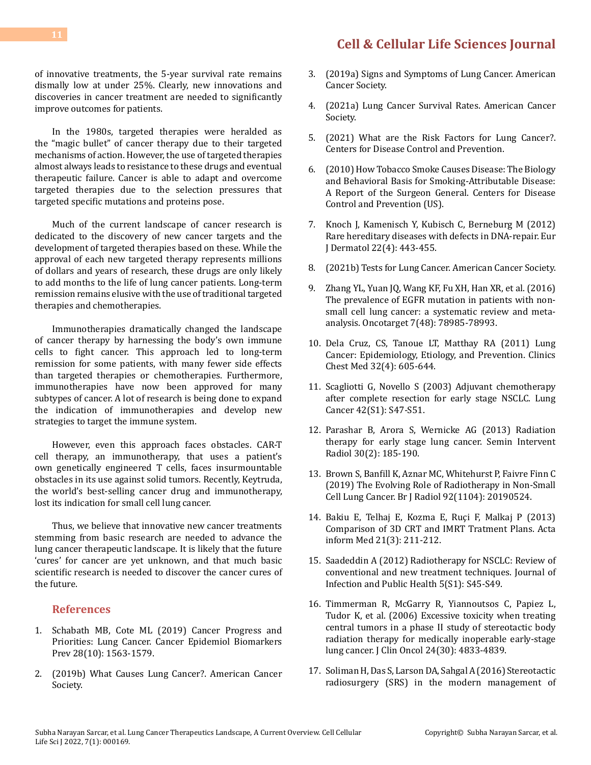of innovative treatments, the 5-year survival rate remains dismally low at under 25%. Clearly, new innovations and discoveries in cancer treatment are needed to significantly improve outcomes for patients.

In the 1980s, targeted therapies were heralded as the "magic bullet" of cancer therapy due to their targeted mechanisms of action. However, the use of targeted therapies almost always leads to resistance to these drugs and eventual therapeutic failure. Cancer is able to adapt and overcome targeted therapies due to the selection pressures that targeted specific mutations and proteins pose.

Much of the current landscape of cancer research is dedicated to the discovery of new cancer targets and the development of targeted therapies based on these. While the approval of each new targeted therapy represents millions of dollars and years of research, these drugs are only likely to add months to the life of lung cancer patients. Long-term remission remains elusive with the use of traditional targeted therapies and chemotherapies.

Immunotherapies dramatically changed the landscape of cancer therapy by harnessing the body's own immune cells to fight cancer. This approach led to long-term remission for some patients, with many fewer side effects than targeted therapies or chemotherapies. Furthermore, immunotherapies have now been approved for many subtypes of cancer. A lot of research is being done to expand the indication of immunotherapies and develop new strategies to target the immune system.

However, even this approach faces obstacles. CAR-T cell therapy, an immunotherapy, that uses a patient's own genetically engineered T cells, faces insurmountable obstacles in its use against solid tumors. Recently, Keytruda, the world's best-selling cancer drug and immunotherapy, lost its indication for small cell lung cancer.

Thus, we believe that innovative new cancer treatments stemming from basic research are needed to advance the lung cancer therapeutic landscape. It is likely that the future 'cures' for cancer are yet unknown, and that much basic scientific research is needed to discover the cancer cures of the future.

## References

1. Schabath MB, Cote ML (2019) Cancer Progress and Priorities: Lung Cancer. Cancer Epidemiol Biomarkers Prev 28(10): 1563-1579.
2. (2019b) What Causes Lung Cancer?. American Cancer Society.
3. (2019a) Signs and Symptoms of Lung Cancer. American Cancer Society.
4. (2021a) Lung Cancer Survival Rates. American Cancer Society.
5. (2021) What are the Risk Factors for Lung Cancer?. Centers for Disease Control and Prevention.
6. (2010) How Tobacco Smoke Causes Disease: The Biology and Behavioral Basis for Smoking-Attributable Disease: A Report of the Surgeon General. Centers for Disease Control and Prevention (US).
7. Knoch J, Kamenisch Y, Kubisch C, Berneburg M (2012) Rare hereditary diseases with defects in DNA-repair. Eur J Dermatol 22(4): 443-455.
8. (2021b) Tests for Lung Cancer. American Cancer Society.
9. Zhang YL, Yuan JQ, Wang KF, Fu XH, Han XR, et al. (2016) The prevalence of EGFR mutation in patients with non-small cell lung cancer: a systematic review and meta-analysis. Oncotarget 7(48): 78985-78993.
10. Dela Cruz, CS, Tanoue LT, Matthay RA (2011) Lung Cancer: Epidemiology, Etiology, and Prevention. Clinics Chest Med 32(4): 605-644.
11. Scagliotti G, Novello S (2003) Adjuvant chemotherapy after complete resection for early stage NSCLC. Lung Cancer 42(S1): S47-S51.
12. Parashar B, Arora S, Wernicke AG (2013) Radiation therapy for early stage lung cancer. Semin Intervent Radiol 30(2): 185-190.
13. Brown S, Banfill K, Aznar MC, Whitehurst P, Faivre Finn C (2019) The Evolving Role of Radiotherapy in Non-Small Cell Lung Cancer. Br J Radiol 92(1104): 20190524.
14. Bakiu E, Telhaj E, Kozma E, Ruçi F, Malkaj P (2013) Comparison of 3D CRT and IMRT Tratment Plans. Acta inform Med 21(3): 211-212.
15. Saadeddin A (2012) Radiotherapy for NSCLC: Review of conventional and new treatment techniques. Journal of Infection and Public Health 5(S1): S45-S49.
16. Timmerman R, McGarry R, Yiannoutsos C, Papiez L, Tudor K, et al. (2006) Excessive toxicity when treating central tumors in a phase II study of stereotactic body radiation therapy for medically inoperable early-stage lung cancer. J Clin Oncol 24(30): 4833-4839.
17. Soliman H, Das S, Larson DA, Sahgal A (2016) Stereotactic radiosurgery (SRS) in the modern management of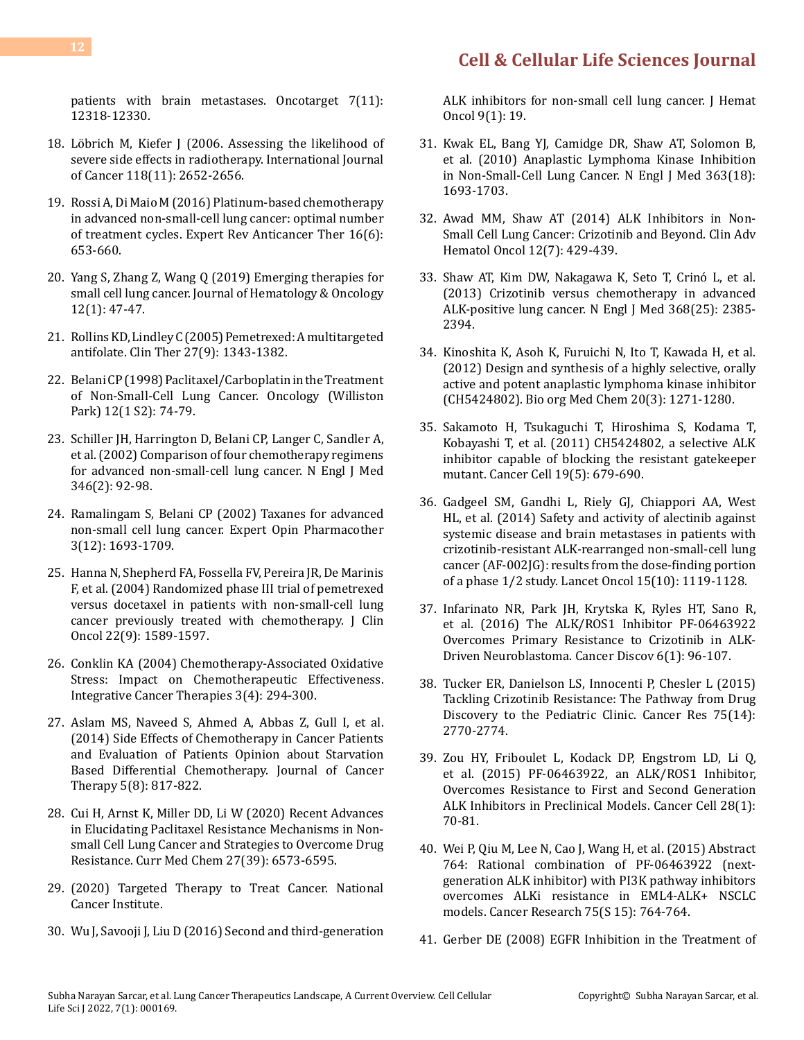patients with brain metastases. Oncotarget 7(11): 12318-12330.

18. Löbrich M, Kiefer J (2006. Assessing the likelihood of severe side effects in radiotherapy. International Journal of Cancer 118(11): 2652-2656.

19. Rossi A, Di Maio M (2016) Platinum-based chemotherapy in advanced non-small-cell lung cancer: optimal number of treatment cycles. Expert Rev Anticancer Ther 16(6): 653-660.

20. Yang S, Zhang Z, Wang Q (2019) Emerging therapies for small cell lung cancer. Journal of Hematology & Oncology 12(1): 47-47.

21. Rollins KD, Lindley C (2005) Pemetrexed: A multitargeted antifolate. Clin Ther 27(9): 1343-1382.

22. Belani CP (1998) Paclitaxel/Carboplatin in the Treatment of Non-Small-Cell Lung Cancer. Oncology (Williston Park) 12(1 S2): 74-79.

23. Schiller JH, Harrington D, Belani CP, Langer C, Sandler A, et al. (2002) Comparison of four chemotherapy regimens for advanced non-small-cell lung cancer. N Engl J Med 346(2): 92-98.

24. Ramalingam S, Belani CP (2002) Taxanes for advanced non-small cell lung cancer. Expert Opin Pharmacother 3(12): 1693-1709.

25. Hanna N, Shepherd FA, Fossella FV, Pereira JR, De Marinis F, et al. (2004) Randomized phase III trial of pemetrexed versus docetaxel in patients with non-small-cell lung cancer previously treated with chemotherapy. J Clin Oncol 22(9): 1589-1597.

26. Conklin KA (2004) Chemotherapy-Associated Oxidative Stress: Impact on Chemotherapeutic Effectiveness. Integrative Cancer Therapies 3(4): 294-300.

27. Aslam MS, Naveed S, Ahmed A, Abbas Z, Gull I, et al. (2014) Side Effects of Chemotherapy in Cancer Patients and Evaluation of Patients Opinion about Starvation Based Differential Chemotherapy. Journal of Cancer Therapy 5(8): 817-822.

28. Cui H, Arnst K, Miller DD, Li W (2020) Recent Advances in Elucidating Paclitaxel Resistance Mechanisms in Non-small Cell Lung Cancer and Strategies to Overcome Drug Resistance. Curr Med Chem 27(39): 6573-6595.

29. (2020) Targeted Therapy to Treat Cancer. National Cancer Institute.

30. Wu J, Savooji J, Liu D (2016) Second and third-generation ALK inhibitors for non-small cell lung cancer. J Hemat Oncol 9(1): 19.

31. Kwak EL, Bang YJ, Camidge DR, Shaw AT, Solomon B, et al. (2010) Anaplastic Lymphoma Kinase Inhibition in Non-Small-Cell Lung Cancer. N Engl J Med 363(18): 1693-1703.

32. Awad MM, Shaw AT (2014) ALK Inhibitors in Non-Small Cell Lung Cancer: Crizotinib and Beyond. Clin Adv Hematol Oncol 12(7): 429-439.

33. Shaw AT, Kim DW, Nakagawa K, Seto T, Crinó L, et al. (2013) Crizotinib versus chemotherapy in advanced ALK-positive lung cancer. N Engl J Med 368(25): 2385-2394.

34. Kinoshita K, Asoh K, Furuichi N, Ito T, Kawada H, et al. (2012) Design and synthesis of a highly selective, orally active and potent anaplastic lymphoma kinase inhibitor (CH5424802). Bio org Med Chem 20(3): 1271-1280.

35. Sakamoto H, Tsukaguchi T, Hiroshima S, Kodama T, Kobayashi T, et al. (2011) CH5424802, a selective ALK inhibitor capable of blocking the resistant gatekeeper mutant. Cancer Cell 19(5): 679-690.

36. Gadgeel SM, Gandhi L, Riely GJ, Chiappori AA, West HL, et al. (2014) Safety and activity of alectinib against systemic disease and brain metastases in patients with crizotinib-resistant ALK-rearranged non-small-cell lung cancer (AF-002JG): results from the dose-finding portion of a phase 1/2 study. Lancet Oncol 15(10): 1119-1128.

37. Infarinato NR, Park JH, Krytska K, Ryles HT, Sano R, et al. (2016) The ALK/ROS1 Inhibitor PF-06463922 Overcomes Primary Resistance to Crizotinib in ALK-Driven Neuroblastoma. Cancer Discov 6(1): 96-107.

38. Tucker ER, Danielson LS, Innocenti P, Chesler L (2015) Tackling Crizotinib Resistance: The Pathway from Drug Discovery to the Pediatric Clinic. Cancer Res 75(14): 2770-2774.

39. Zou HY, Friboulet L, Kodack DP, Engstrom LD, Li Q, et al. (2015) PF-06463922, an ALK/ROS1 Inhibitor, Overcomes Resistance to First and Second Generation ALK Inhibitors in Preclinical Models. Cancer Cell 28(1): 70-81.

40. Wei P, Qiu M, Lee N, Cao J, Wang H, et al. (2015) Abstract 764: Rational combination of PF-06463922 (next-generation ALK inhibitor) with PI3K pathway inhibitors overcomes ALKi resistance in EML4-ALK+ NSCLC models. Cancer Research 75(S 15): 764-764.

41. Gerber DE (2008) EGFR Inhibition in the Treatment of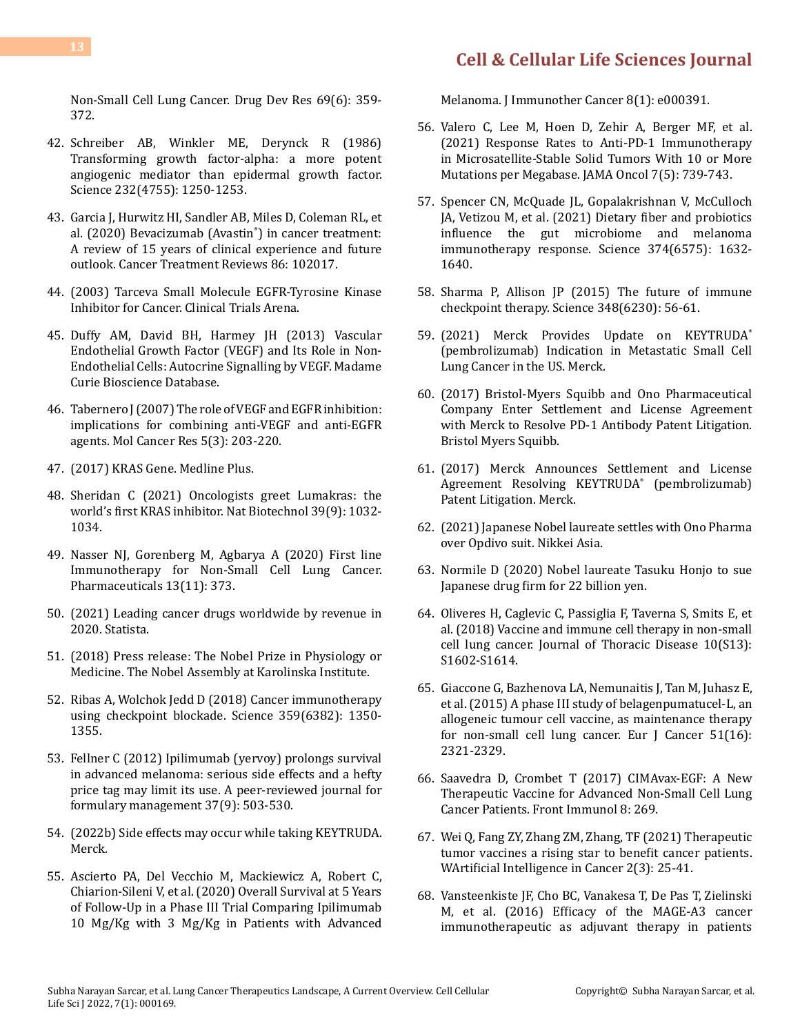Non-Small Cell Lung Cancer. Drug Dev Res 69(6): 359-372.

42. Schreiber AB, Winkler ME, Derynck R (1986) Transforming growth factor-alpha: a more potent angiogenic mediator than epidermal growth factor. Science 232(4755): 1250-1253.

43. Garcia J, Hurwitz HI, Sandler AB, Miles D, Coleman RL, et al. (2020) Bevacizumab (Avastin®) in cancer treatment: A review of 15 years of clinical experience and future outlook. Cancer Treatment Reviews 86: 102017.

44. (2003) Tarceva Small Molecule EGFR-Tyrosine Kinase Inhibitor for Cancer. Clinical Trials Arena.

45. Duffy AM, David BH, Harmey JH (2013) Vascular Endothelial Growth Factor (VEGF) and Its Role in Non-Endothelial Cells: Autocrine Signalling by VEGF. Madame Curie Bioscience Database.

46. Tabernero J (2007) The role of VEGF and EGFR inhibition: implications for combining anti-VEGF and anti-EGFR agents. Mol Cancer Res 5(3): 203-220.

47. (2017) KRAS Gene. Medline Plus.

48. Sheridan C (2021) Oncologists greet Lumakras: the world's first KRAS inhibitor. Nat Biotechnol 39(9): 1032-1034.

49. Nasser NJ, Gorenberg M, Agbarya A (2020) First line Immunotherapy for Non-Small Cell Lung Cancer. Pharmaceuticals 13(11): 373.

50. (2021) Leading cancer drugs worldwide by revenue in 2020. Statista.

51. (2018) Press release: The Nobel Prize in Physiology or Medicine. The Nobel Assembly at Karolinska Institute.

52. Ribas A, Wolchok Jedd D (2018) Cancer immunotherapy using checkpoint blockade. Science 359(6382): 1350-1355.

53. Fellner C (2012) Ipilimumab (yervoy) prolongs survival in advanced melanoma: serious side effects and a hefty price tag may limit its use. A peer-reviewed journal for formulary management 37(9): 503-530.

54. (2022b) Side effects may occur while taking KEYTRUDA. Merck.

55. Ascierto PA, Del Vecchio M, Mackiewicz A, Robert C, Chiarion-Sileni V, et al. (2020) Overall Survival at 5 Years of Follow-Up in a Phase III Trial Comparing Ipilimumab 10 Mg/Kg with 3 Mg/Kg in Patients with Advanced Melanoma. J Immunother Cancer 8(1): e000391.

56. Valero C, Lee M, Hoen D, Zehir A, Berger MF, et al. (2021) Response Rates to Anti-PD-1 Immunotherapy in Microsatellite-Stable Solid Tumors With 10 or More Mutations per Megabase. JAMA Oncol 7(5): 739-743.

57. Spencer CN, McQuade JL, Gopalakrishnan V, McCulloch JA, Vetizou M, et al. (2021) Dietary fiber and probiotics influence the gut microbiome and melanoma immunotherapy response. Science 374(6575): 1632-1640.

58. Sharma P, Allison JP (2015) The future of immune checkpoint therapy. Science 348(6230): 56-61.

59. (2021) Merck Provides Update on KEYTRUDA® (pembrolizumab) Indication in Metastatic Small Cell Lung Cancer in the US. Merck.

60. (2017) Bristol-Myers Squibb and Ono Pharmaceutical Company Enter Settlement and License Agreement with Merck to Resolve PD-1 Antibody Patent Litigation. Bristol Myers Squibb.

61. (2017) Merck Announces Settlement and License Agreement Resolving KEYTRUDA® (pembrolizumab) Patent Litigation. Merck.

62. (2021) Japanese Nobel laureate settles with Ono Pharma over Opdivo suit. Nikkei Asia.

63. Normile D (2020) Nobel laureate Tasuku Honjo to sue Japanese drug firm for 22 billion yen.

64. Oliveres H, Caglevic C, Passiglia F, Taverna S, Smits E, et al. (2018) Vaccine and immune cell therapy in non-small cell lung cancer. Journal of Thoracic Disease 10(S13): S1602-S1614.

65. Giaccone G, Bazhenova LA, Nemunaitis J, Tan M, Juhasz E, et al. (2015) A phase III study of belagenpumatucel-L, an allogeneic tumour cell vaccine, as maintenance therapy for non-small cell lung cancer. Eur J Cancer 51(16): 2321-2329.

66. Saavedra D, Crombet T (2017) CIMAvax-EGF: A New Therapeutic Vaccine for Advanced Non-Small Cell Lung Cancer Patients. Front Immunol 8: 269.

67. Wei Q, Fang ZY, Zhang ZM, Zhang, TF (2021) Therapeutic tumor vaccines a rising star to benefit cancer patients. WArtificial Intelligence in Cancer 2(3): 25-41.

68. Vansteenkiste JF, Cho BC, Vanakesa T, De Pas T, Zielinski M, et al. (2016) Efficacy of the MAGE-A3 cancer immunotherapeutic as adjuvant therapy in patients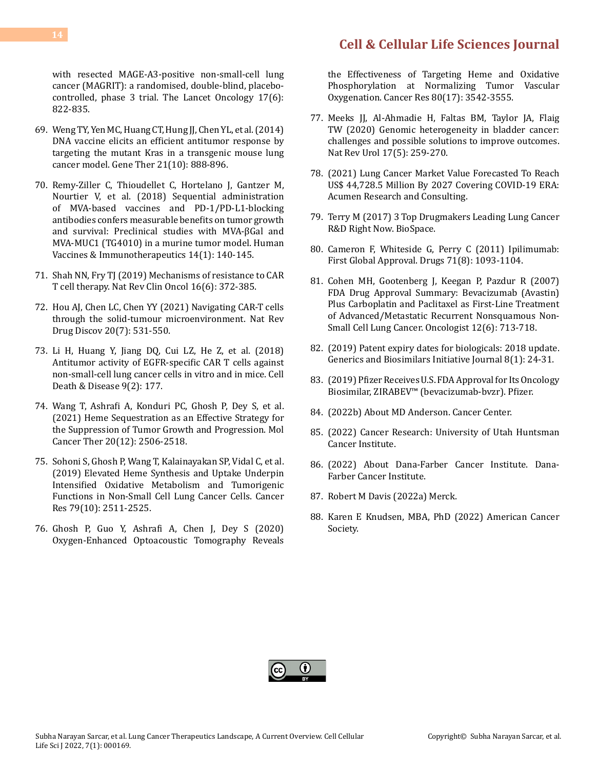with resected MAGE-A3-positive non-small-cell lung cancer (MAGRIT): a randomised, double-blind, placebo-controlled, phase 3 trial. The Lancet Oncology 17(6): 822-835.

69. Weng TY, Yen MC, Huang CT, Hung JJ, Chen YL, et al. (2014) DNA vaccine elicits an efficient antitumor response by targeting the mutant Kras in a transgenic mouse lung cancer model. Gene Ther 21(10): 888-896.

70. Remy-Ziller C, Thioudellet C, Hortelano J, Gantzer M, Nourtier V, et al. (2018) Sequential administration of MVA-based vaccines and PD-1/PD-L1-blocking antibodies confers measurable benefits on tumor growth and survival: Preclinical studies with MVA-βGal and MVA-MUC1 (TG4010) in a murine tumor model. Human Vaccines & Immunotherapeutics 14(1): 140-145.

71. Shah NN, Fry TJ (2019) Mechanisms of resistance to CAR T cell therapy. Nat Rev Clin Oncol 16(6): 372-385.

72. Hou AJ, Chen LC, Chen YY (2021) Navigating CAR-T cells through the solid-tumour microenvironment. Nat Rev Drug Discov 20(7): 531-550.

73. Li H, Huang Y, Jiang DQ, Cui LZ, He Z, et al. (2018) Antitumor activity of EGFR-specific CAR T cells against non-small-cell lung cancer cells in vitro and in mice. Cell Death & Disease 9(2): 177.

74. Wang T, Ashrafi A, Konduri PC, Ghosh P, Dey S, et al. (2021) Heme Sequestration as an Effective Strategy for the Suppression of Tumor Growth and Progression. Mol Cancer Ther 20(12): 2506-2518.

75. Sohoni S, Ghosh P, Wang T, Kalainayakan SP, Vidal C, et al. (2019) Elevated Heme Synthesis and Uptake Underpin Intensified Oxidative Metabolism and Tumorigenic Functions in Non-Small Cell Lung Cancer Cells. Cancer Res 79(10): 2511-2525.

76. Ghosh P, Guo Y, Ashrafi A, Chen J, Dey S (2020) Oxygen-Enhanced Optoacoustic Tomography Reveals the Effectiveness of Targeting Heme and Oxidative Phosphorylation at Normalizing Tumor Vascular Oxygenation. Cancer Res 80(17): 3542-3555.

77. Meeks JJ, Al-Ahmadie H, Faltas BM, Taylor JA, Flaig TW (2020) Genomic heterogeneity in bladder cancer: challenges and possible solutions to improve outcomes. Nat Rev Urol 17(5): 259-270.

78. (2021) Lung Cancer Market Value Forecasted To Reach US$ 44,728.5 Million By 2027 Covering COVID-19 ERA: Acumen Research and Consulting.

79. Terry M (2017) 3 Top Drugmakers Leading Lung Cancer R&D Right Now. BioSpace.

80. Cameron F, Whiteside G, Perry C (2011) Ipilimumab: First Global Approval. Drugs 71(8): 1093-1104.

81. Cohen MH, Gootenberg J, Keegan P, Pazdur R (2007) FDA Drug Approval Summary: Bevacizumab (Avastin) Plus Carboplatin and Paclitaxel as First-Line Treatment of Advanced/Metastatic Recurrent Nonsquamous Non-Small Cell Lung Cancer. Oncologist 12(6): 713-718.

82. (2019) Patent expiry dates for biologicals: 2018 update. Generics and Biosimilars Initiative Journal 8(1): 24-31.

83. (2019) Pfizer Receives U.S. FDA Approval for Its Oncology Biosimilar, ZIRABEV™ (bevacizumab-bvzr). Pfizer.

84. (2022b) About MD Anderson. Cancer Center.

85. (2022) Cancer Research: University of Utah Huntsman Cancer Institute.

86. (2022) About Dana-Farber Cancer Institute. Dana-Farber Cancer Institute.

87. Robert M Davis (2022a) Merck.

88. Karen E Knudsen, MBA, PhD (2022) American Cancer Society.